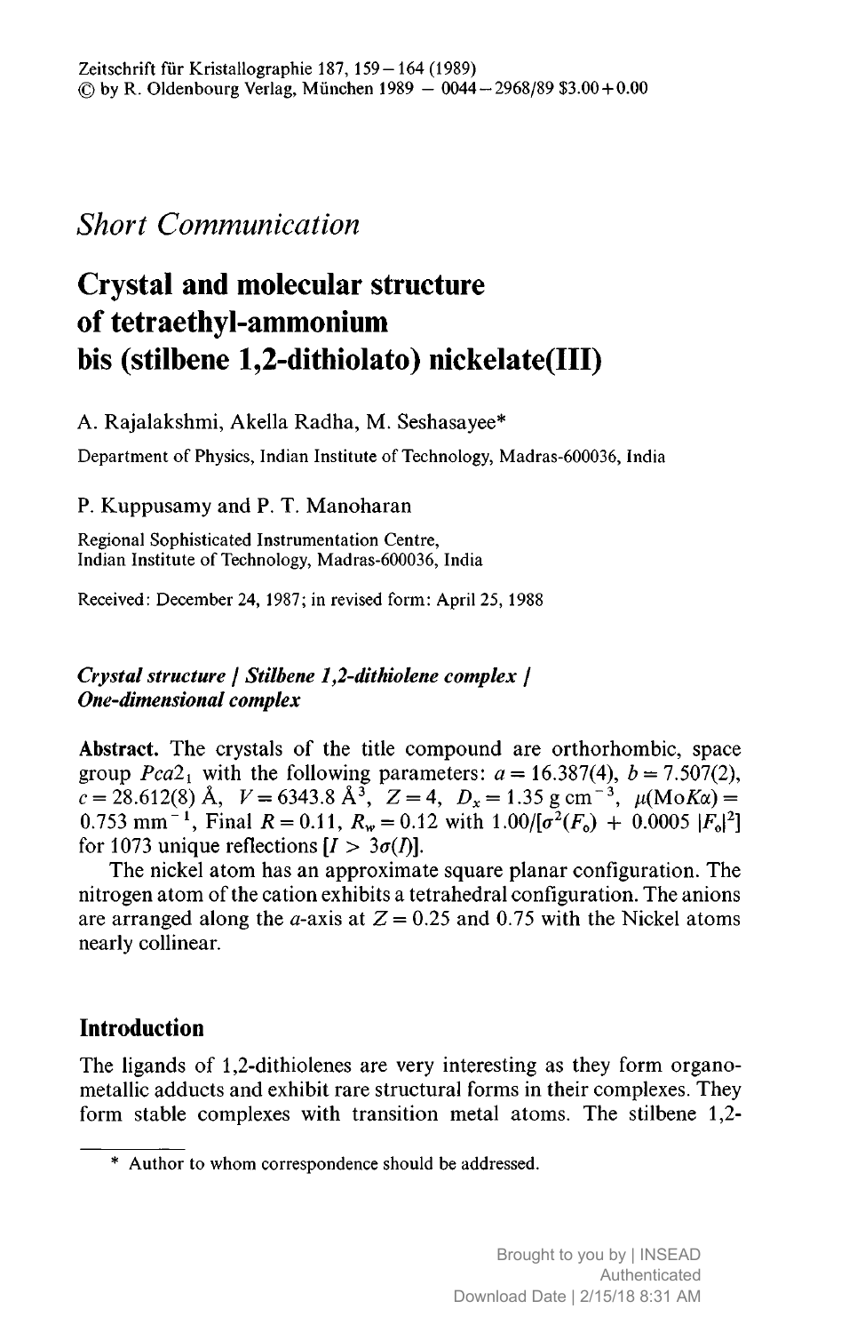## *Short Communication*

# Crystal and molecular structure of tetraethyl-ammonium bis (stilbene 1,2-dithiolato) nickelate(III)

A. Rajalakshmi, Akella Radha, M. Seshasayee*

Department of Physics, Indian Institute of Technology, Madras-600036, India

P. Kuppusamy and P. T. Manoharan

Regional Sophisticated Instrumentation Centre, Indian Institute of Technology, Madras-600036, India

Received: December 24, 1987; in revised form: April 25, 1988

***Crystal structure / Stilbene 1,2-dithiolene complex / One-dimensional complex***

**Abstract.** The crystals of the title compound are orthorhombic, space group $Pca2_1$ with the following parameters: $a = 16.387(4)$, $b = 7.507(2)$, $c = 28.612(8)$ Å, $V = 6343.8$ Å$^3$, $Z = 4$, $D_x = 1.35$ g cm$^{-3}$, $\mu(\text{Mo}K\alpha) = 0.753$ mm$^{-1}$, Final $R = 0.11$, $R_w = 0.12$ with $1.00/[\sigma^2(F_o) + 0.0005\,|F_o|^2]$ for 1073 unique reflections $[I > 3\sigma(I)]$.

The nickel atom has an approximate square planar configuration. The nitrogen atom of the cation exhibits a tetrahedral configuration. The anions are arranged along the $a$-axis at $Z = 0.25$ and 0.75 with the Nickel atoms nearly collinear.

## Introduction

The ligands of 1,2-dithiolenes are very interesting as they form organometallic adducts and exhibit rare structural forms in their complexes. They form stable complexes with transition metal atoms. The stilbene 1,2-

---

* Author to whom correspondence should be addressed.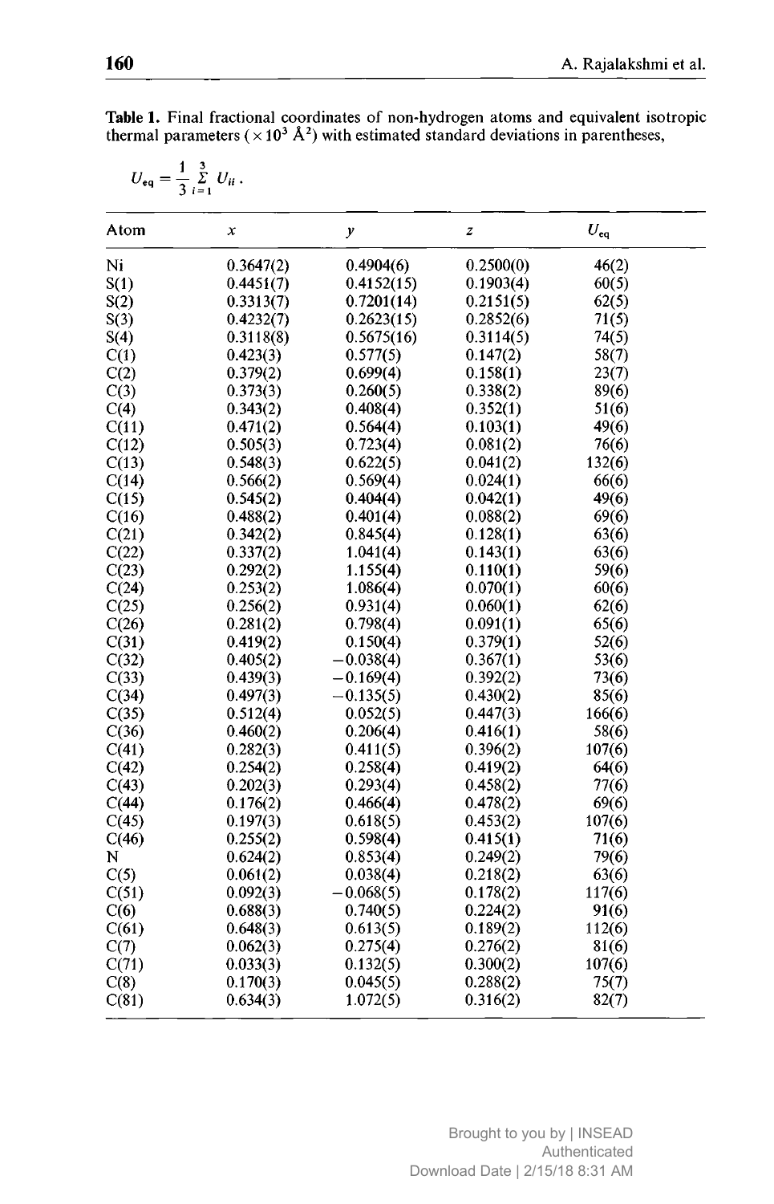**Table 1.** Final fractional coordinates of non-hydrogen atoms and equivalent isotropic thermal parameters ($\times 10^3$ Å$^2$) with estimated standard deviations in parentheses,

$$U_{eq} = \frac{1}{3} \sum_{i=1}^{3} U_{ii} .$$

| Atom | $x$ | $y$ | $z$ | $U_{eq}$ |
|---|---|---|---|---|
| Ni | 0.3647(2) | 0.4904(6) | 0.2500(0) | 46(2) |
| S(1) | 0.4451(7) | 0.4152(15) | 0.1903(4) | 60(5) |
| S(2) | 0.3313(7) | 0.7201(14) | 0.2151(5) | 62(5) |
| S(3) | 0.4232(7) | 0.2623(15) | 0.2852(6) | 71(5) |
| S(4) | 0.3118(8) | 0.5675(16) | 0.3114(5) | 74(5) |
| C(1) | 0.423(3) | 0.577(5) | 0.147(2) | 58(7) |
| C(2) | 0.379(2) | 0.699(4) | 0.158(1) | 23(7) |
| C(3) | 0.373(3) | 0.260(5) | 0.338(2) | 89(6) |
| C(4) | 0.343(2) | 0.408(4) | 0.352(1) | 51(6) |
| C(11) | 0.471(2) | 0.564(4) | 0.103(1) | 49(6) |
| C(12) | 0.505(3) | 0.723(4) | 0.081(2) | 76(6) |
| C(13) | 0.548(3) | 0.622(5) | 0.041(2) | 132(6) |
| C(14) | 0.566(2) | 0.569(4) | 0.024(1) | 66(6) |
| C(15) | 0.545(2) | 0.404(4) | 0.042(1) | 49(6) |
| C(16) | 0.488(2) | 0.401(4) | 0.088(2) | 69(6) |
| C(21) | 0.342(2) | 0.845(4) | 0.128(1) | 63(6) |
| C(22) | 0.337(2) | 1.041(4) | 0.143(1) | 63(6) |
| C(23) | 0.292(2) | 1.155(4) | 0.110(1) | 59(6) |
| C(24) | 0.253(2) | 1.086(4) | 0.070(1) | 60(6) |
| C(25) | 0.256(2) | 0.931(4) | 0.060(1) | 62(6) |
| C(26) | 0.281(2) | 0.798(4) | 0.091(1) | 65(6) |
| C(31) | 0.419(2) | 0.150(4) | 0.379(1) | 52(6) |
| C(32) | 0.405(2) | −0.038(4) | 0.367(1) | 53(6) |
| C(33) | 0.439(3) | −0.169(4) | 0.392(2) | 73(6) |
| C(34) | 0.497(3) | −0.135(5) | 0.430(2) | 85(6) |
| C(35) | 0.512(4) | 0.052(5) | 0.447(3) | 166(6) |
| C(36) | 0.460(2) | 0.206(4) | 0.416(1) | 58(6) |
| C(41) | 0.282(3) | 0.411(5) | 0.396(2) | 107(6) |
| C(42) | 0.254(2) | 0.258(4) | 0.419(2) | 64(6) |
| C(43) | 0.202(3) | 0.293(4) | 0.458(2) | 77(6) |
| C(44) | 0.176(2) | 0.466(4) | 0.478(2) | 69(6) |
| C(45) | 0.197(3) | 0.618(5) | 0.453(2) | 107(6) |
| C(46) | 0.255(2) | 0.598(4) | 0.415(1) | 71(6) |
| N | 0.624(2) | 0.853(4) | 0.249(2) | 79(6) |
| C(5) | 0.061(2) | 0.038(4) | 0.218(2) | 63(6) |
| C(51) | 0.092(3) | −0.068(5) | 0.178(2) | 117(6) |
| C(6) | 0.688(3) | 0.740(5) | 0.224(2) | 91(6) |
| C(61) | 0.648(3) | 0.613(5) | 0.189(2) | 112(6) |
| C(7) | 0.062(3) | 0.275(4) | 0.276(2) | 81(6) |
| C(71) | 0.033(3) | 0.132(5) | 0.300(2) | 107(6) |
| C(8) | 0.170(3) | 0.045(5) | 0.288(2) | 75(7) |
| C(81) | 0.634(3) | 1.072(5) | 0.316(2) | 82(7) |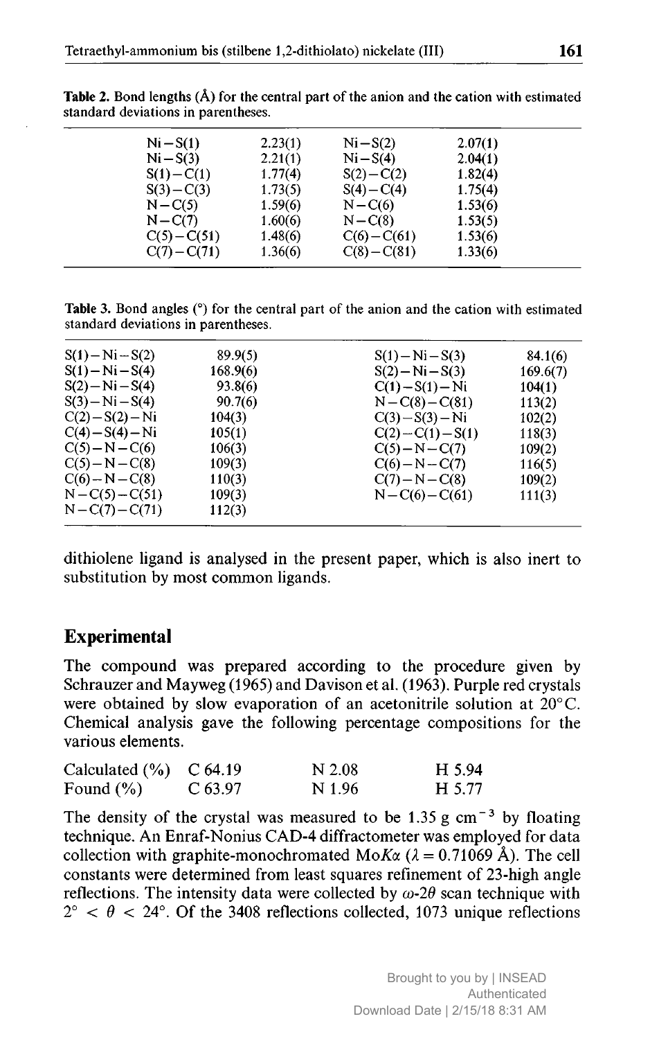**Table 2.** Bond lengths (Å) for the central part of the anion and the cation with estimated standard deviations in parentheses.

| | | | |
|---|---|---|---|
| Ni–S(1) | 2.23(1) | Ni–S(2) | 2.07(1) |
| Ni–S(3) | 2.21(1) | Ni–S(4) | 2.04(1) |
| S(1)–C(1) | 1.77(4) | S(2)–C(2) | 1.82(4) |
| S(3)–C(3) | 1.73(5) | S(4)–C(4) | 1.75(4) |
| N–C(5) | 1.59(6) | N–C(6) | 1.53(6) |
| N–C(7) | 1.60(6) | N–C(8) | 1.53(5) |
| C(5)–C(51) | 1.48(6) | C(6)–C(61) | 1.53(6) |
| C(7)–C(71) | 1.36(6) | C(8)–C(81) | 1.33(6) |

**Table 3.** Bond angles (°) for the central part of the anion and the cation with estimated standard deviations in parentheses.

| | | | |
|---|---|---|---|
| S(1)–Ni–S(2) | 89.9(5) | S(1)–Ni–S(3) | 84.1(6) |
| S(1)–Ni–S(4) | 168.9(6) | S(2)–Ni–S(3) | 169.6(7) |
| S(2)–Ni–S(4) | 93.8(6) | C(1)–S(1)–Ni | 104(1) |
| S(3)–Ni–S(4) | 90.7(6) | N–C(8)–C(81) | 113(2) |
| C(2)–S(2)–Ni | 104(3) | C(3)–S(3)–Ni | 102(2) |
| C(4)–S(4)–Ni | 105(1) | C(2)–C(1)–S(1) | 118(3) |
| C(5)–N–C(6) | 106(3) | C(5)–N–C(7) | 109(2) |
| C(5)–N–C(8) | 109(3) | C(6)–N–C(7) | 116(5) |
| C(6)–N–C(8) | 110(3) | C(7)–N–C(8) | 109(2) |
| N–C(5)–C(51) | 109(3) | N–C(6)–C(61) | 111(3) |
| N–C(7)–C(71) | 112(3) | | |

dithiolene ligand is analysed in the present paper, which is also inert to substitution by most common ligands.

## Experimental

The compound was prepared according to the procedure given by Schrauzer and Mayweg (1965) and Davison et al. (1963). Purple red crystals were obtained by slow evaporation of an acetonitrile solution at 20°C. Chemical analysis gave the following percentage compositions for the various elements.

| | | | |
|---|---|---|---|
| Calculated (%) | C 64.19 | N 2.08 | H 5.94 |
| Found (%) | C 63.97 | N 1.96 | H 5.77 |

The density of the crystal was measured to be 1.35 g cm$^{-3}$ by floating technique. An Enraf-Nonius CAD-4 diffractometer was employed for data collection with graphite-monochromated Mo$K\alpha$ ($\lambda = 0.71069$ Å). The cell constants were determined from least squares refinement of 23-high angle reflections. The intensity data were collected by $\omega$-$2\theta$ scan technique with $2° < \theta < 24°$. Of the 3408 reflections collected, 1073 unique reflections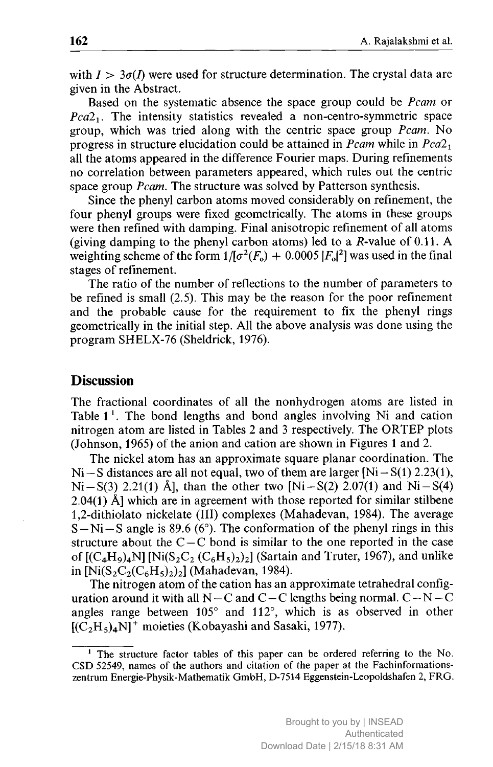with $I > 3\sigma(I)$ were used for structure determination. The crystal data are given in the Abstract.

Based on the systematic absence the space group could be *Pcam* or $Pca2_1$. The intensity statistics revealed a non-centro-symmetric space group, which was tried along with the centric space group *Pcam*. No progress in structure elucidation could be attained in *Pcam* while in $Pca2_1$ all the atoms appeared in the difference Fourier maps. During refinements no correlation between parameters appeared, which rules out the centric space group *Pcam*. The structure was solved by Patterson synthesis.

Since the phenyl carbon atoms moved considerably on refinement, the four phenyl groups were fixed geometrically. The atoms in these groups were then refined with damping. Final anisotropic refinement of all atoms (giving damping to the phenyl carbon atoms) led to a *R*-value of 0.11. A weighting scheme of the form $1/[\sigma^2(F_o) + 0.0005\,|F_o|^2]$ was used in the final stages of refinement.

The ratio of the number of reflections to the number of parameters to be refined is small (2.5). This may be the reason for the poor refinement and the probable cause for the requirement to fix the phenyl rings geometrically in the initial step. All the above analysis was done using the program SHELX-76 (Sheldrick, 1976).

## Discussion

The fractional coordinates of all the nonhydrogen atoms are listed in Table 1[1]. The bond lengths and bond angles involving Ni and cation nitrogen atom are listed in Tables 2 and 3 respectively. The ORTEP plots (Johnson, 1965) of the anion and cation are shown in Figures 1 and 2.

The nickel atom has an approximate square planar coordination. The Ni – S distances are all not equal, two of them are larger [Ni – S(1) 2.23(1), Ni – S(3) 2.21(1) Å], than the other two [Ni – S(2) 2.07(1) and Ni – S(4) 2.04(1) Å] which are in agreement with those reported for similar stilbene 1,2-dithiolato nickelate (III) complexes (Mahadevan, 1984). The average S – Ni – S angle is 89.6 (6°). The conformation of the phenyl rings in this structure about the C – C bond is similar to the one reported in the case of $[(C_4H_9)_4N]\,[Ni(S_2C_2\,(C_6H_5)_2)_2]$ (Sartain and Truter, 1967), and unlike in $[Ni(S_2C_2(C_6H_5)_2)_2]$ (Mahadevan, 1984).

The nitrogen atom of the cation has an approximate tetrahedral configuration around it with all N – C and C – C lengths being normal. C – N – C angles range between 105° and 112°, which is as observed in other $[(C_2H_5)_4N]^+$ moieties (Kobayashi and Sasaki, 1977).

[1] The structure factor tables of this paper can be ordered referring to the No. CSD 52549, names of the authors and citation of the paper at the Fachinformationszentrum Energie-Physik-Mathematik GmbH, D-7514 Eggenstein-Leopoldshafen 2, FRG.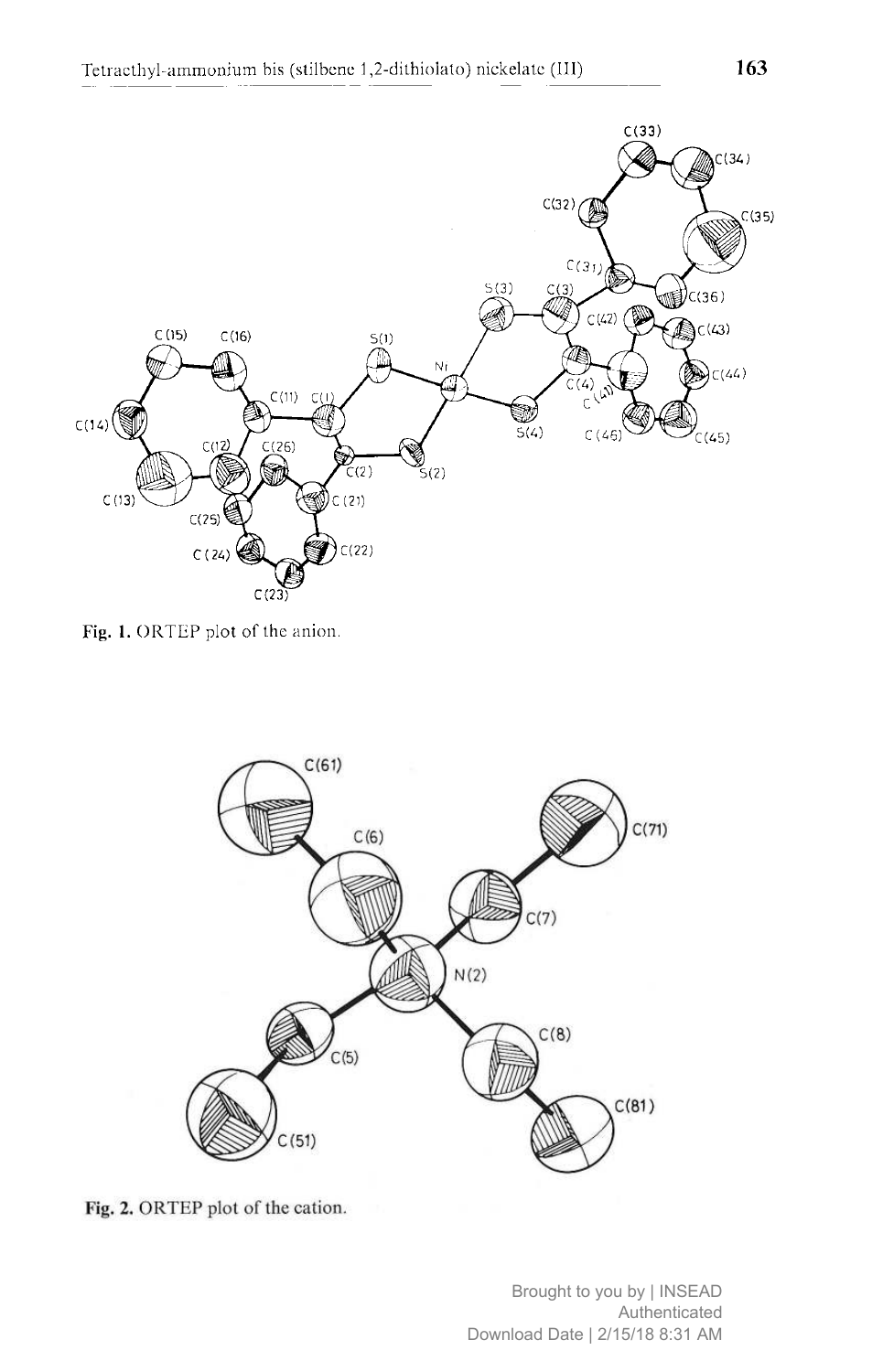Fig. 1. ORTEP plot of the anion.

Fig. 2. ORTEP plot of the cation.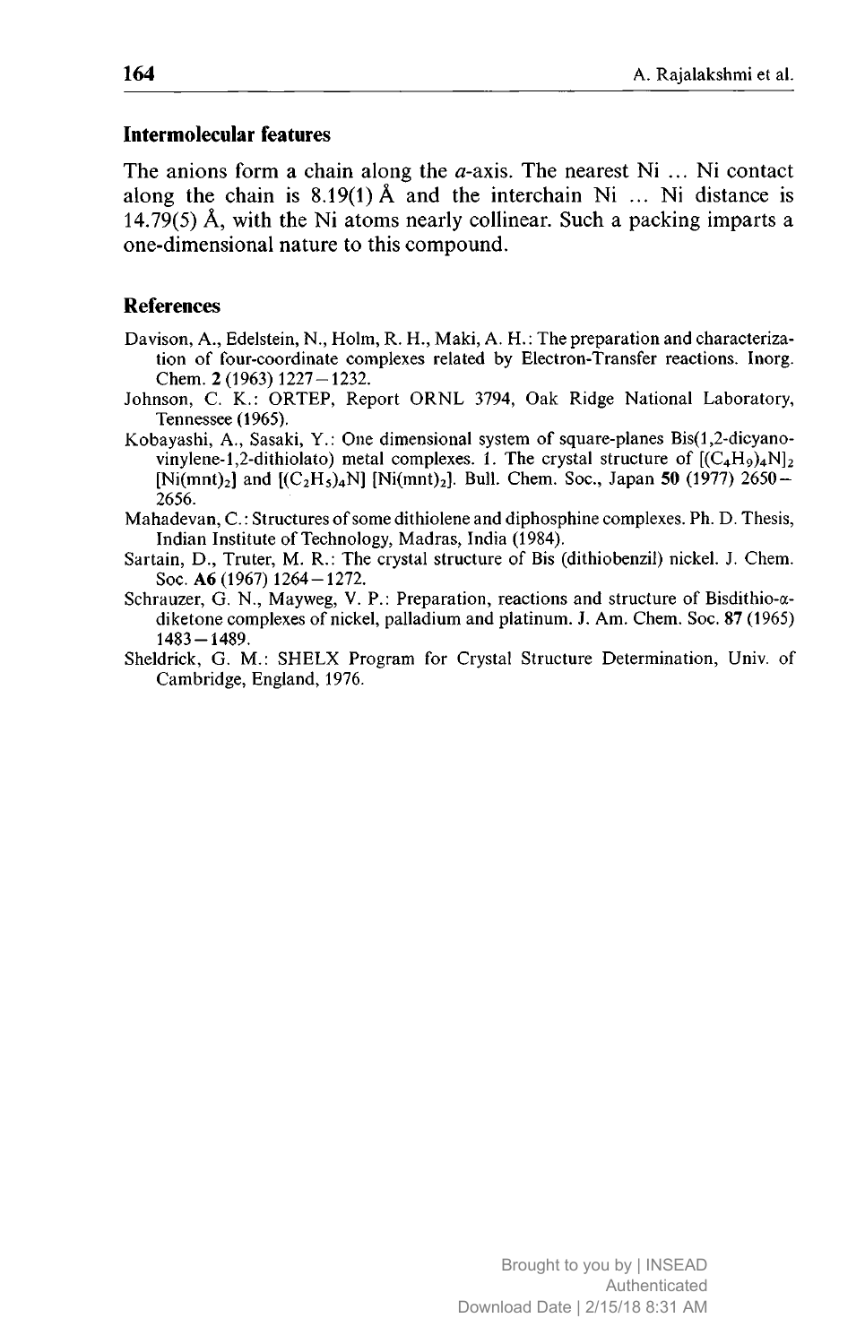### Intermolecular features

The anions form a chain along the *a*-axis. The nearest Ni ... Ni contact along the chain is 8.19(1) Å and the interchain Ni ... Ni distance is 14.79(5) Å, with the Ni atoms nearly collinear. Such a packing imparts a one-dimensional nature to this compound.

### References

Davison, A., Edelstein, N., Holm, R. H., Maki, A. H.: The preparation and characterization of four-coordinate complexes related by Electron-Transfer reactions. Inorg. Chem. **2** (1963) 1227–1232.

Johnson, C. K.: ORTEP, Report ORNL 3794, Oak Ridge National Laboratory, Tennessee (1965).

Kobayashi, A., Sasaki, Y.: One dimensional system of square-planes Bis(1,2-dicyanovinylene-1,2-dithiolato) metal complexes. 1. The crystal structure of $[(C_4H_9)_4N]_2$ $[Ni(mnt)_2]$ and $[(C_2H_5)_4N]$ $[Ni(mnt)_2]$. Bull. Chem. Soc., Japan **50** (1977) 2650–2656.

Mahadevan, C.: Structures of some dithiolene and diphosphine complexes. Ph. D. Thesis, Indian Institute of Technology, Madras, India (1984).

Sartain, D., Truter, M. R.: The crystal structure of Bis (dithiobenzil) nickel. J. Chem. Soc. **A6** (1967) 1264–1272.

Schrauzer, G. N., Mayweg, V. P.: Preparation, reactions and structure of Bisdithio-α-diketone complexes of nickel, palladium and platinum. J. Am. Chem. Soc. **87** (1965) 1483–1489.

Sheldrick, G. M.: SHELX Program for Crystal Structure Determination, Univ. of Cambridge, England, 1976.